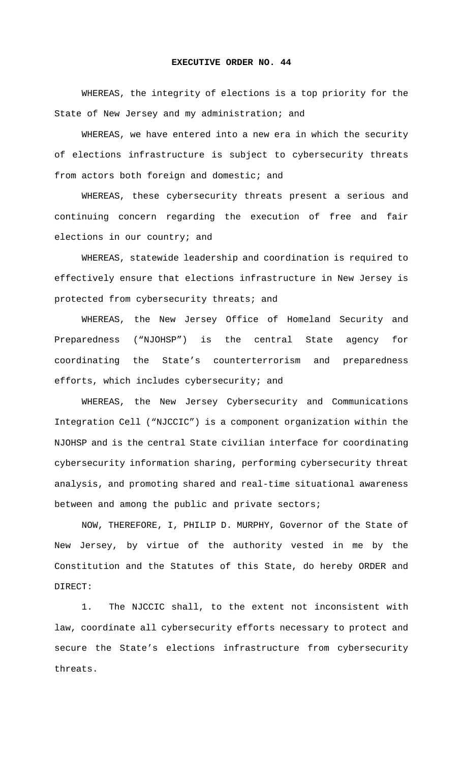# EXECUTIVE ORDER NO. 44

WHEREAS, the integrity of elections is a top priority for the State of New Jersey and my administration; and

WHEREAS, we have entered into a new era in which the security of elections infrastructure is subject to cybersecurity threats from actors both foreign and domestic; and

WHEREAS, these cybersecurity threats present a serious and continuing concern regarding the execution of free and fair elections in our country; and

WHEREAS, statewide leadership and coordination is required to effectively ensure that elections infrastructure in New Jersey is protected from cybersecurity threats; and

WHEREAS, the New Jersey Office of Homeland Security and Preparedness ("NJOHSP") is the central State agency for coordinating the State's counterterrorism and preparedness efforts, which includes cybersecurity; and

WHEREAS, the New Jersey Cybersecurity and Communications Integration Cell ("NJCCIC") is a component organization within the NJOHSP and is the central State civilian interface for coordinating cybersecurity information sharing, performing cybersecurity threat analysis, and promoting shared and real-time situational awareness between and among the public and private sectors;

NOW, THEREFORE, I, PHILIP D. MURPHY, Governor of the State of New Jersey, by virtue of the authority vested in me by the Constitution and the Statutes of this State, do hereby ORDER and DIRECT:

1. The NJCCIC shall, to the extent not inconsistent with law, coordinate all cybersecurity efforts necessary to protect and secure the State's elections infrastructure from cybersecurity threats.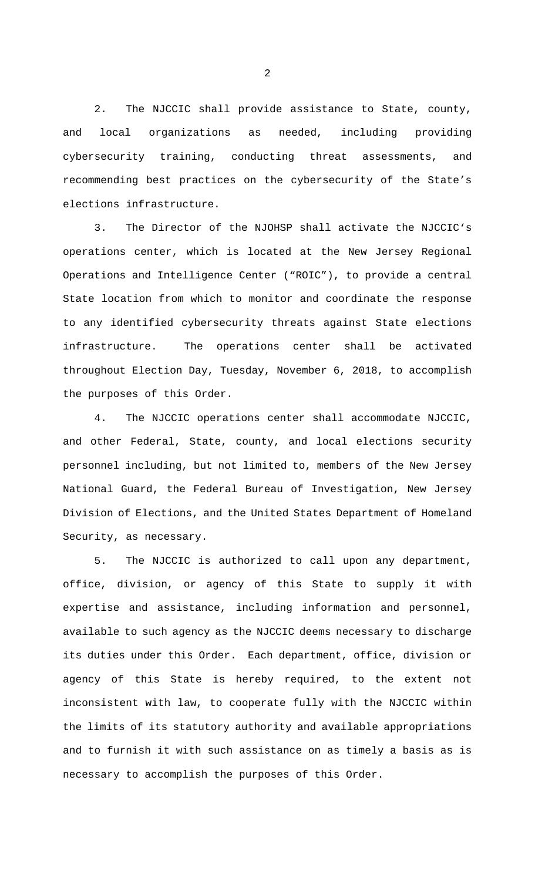2. The NJCCIC shall provide assistance to State, county, and local organizations as needed, including providing cybersecurity training, conducting threat assessments, and recommending best practices on the cybersecurity of the State's elections infrastructure.

3. The Director of the NJOHSP shall activate the NJCCIC's operations center, which is located at the New Jersey Regional Operations and Intelligence Center ("ROIC"), to provide a central State location from which to monitor and coordinate the response to any identified cybersecurity threats against State elections infrastructure. The operations center shall be activated throughout Election Day, Tuesday, November 6, 2018, to accomplish the purposes of this Order.

4. The NJCCIC operations center shall accommodate NJCCIC, and other Federal, State, county, and local elections security personnel including, but not limited to, members of the New Jersey National Guard, the Federal Bureau of Investigation, New Jersey Division of Elections, and the United States Department of Homeland Security, as necessary.

5. The NJCCIC is authorized to call upon any department, office, division, or agency of this State to supply it with expertise and assistance, including information and personnel, available to such agency as the NJCCIC deems necessary to discharge its duties under this Order. Each department, office, division or agency of this State is hereby required, to the extent not inconsistent with law, to cooperate fully with the NJCCIC within the limits of its statutory authority and available appropriations and to furnish it with such assistance on as timely a basis as is necessary to accomplish the purposes of this Order.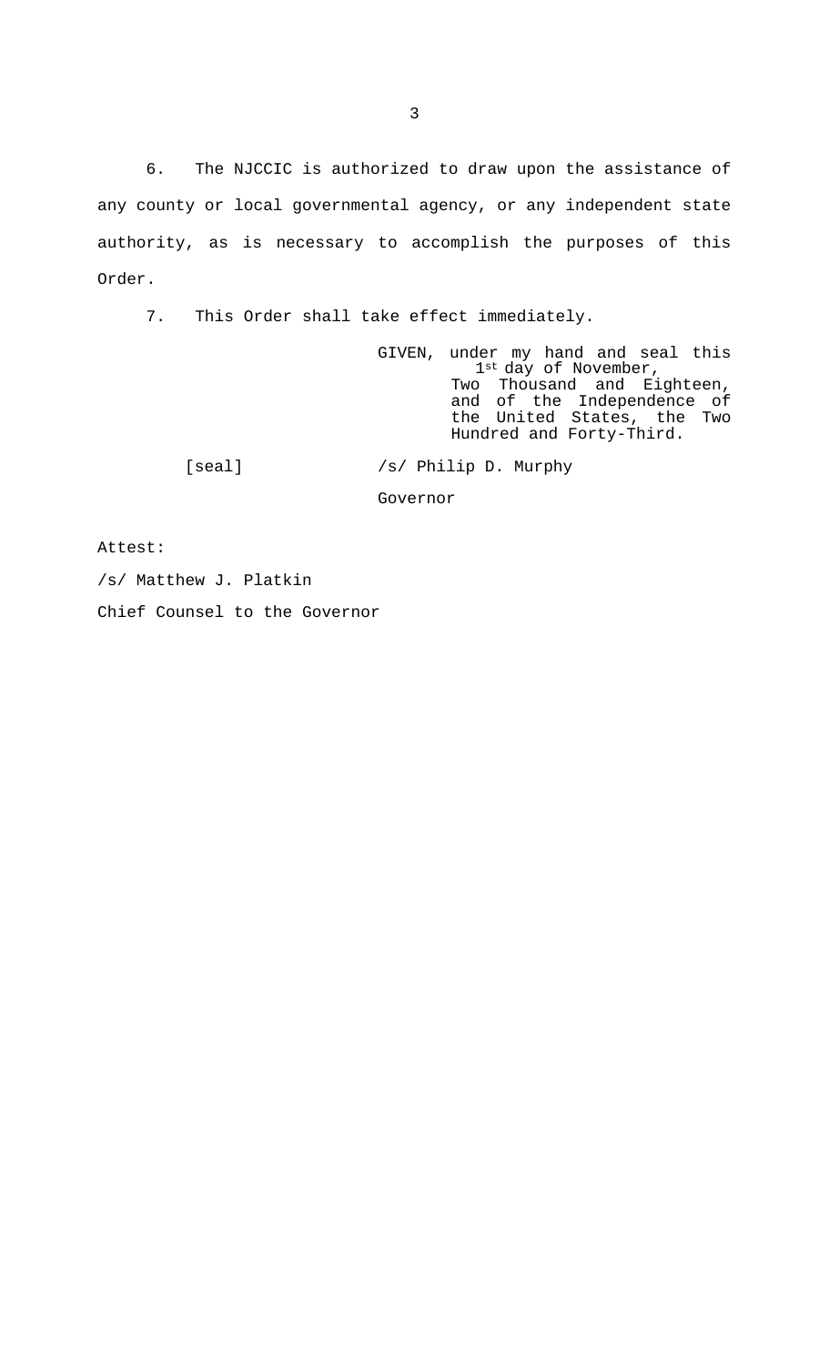6. The NJCCIC is authorized to draw upon the assistance of any county or local governmental agency, or any independent state authority, as is necessary to accomplish the purposes of this Order.

7. This Order shall take effect immediately.

GIVEN, under my hand and seal this 1st day of November, Two Thousand and Eighteen, and of the Independence of the United States, the Two Hundred and Forty-Third.

[seal]

/s/ Philip D. Murphy

Governor

Attest:

/s/ Matthew J. Platkin

Chief Counsel to the Governor